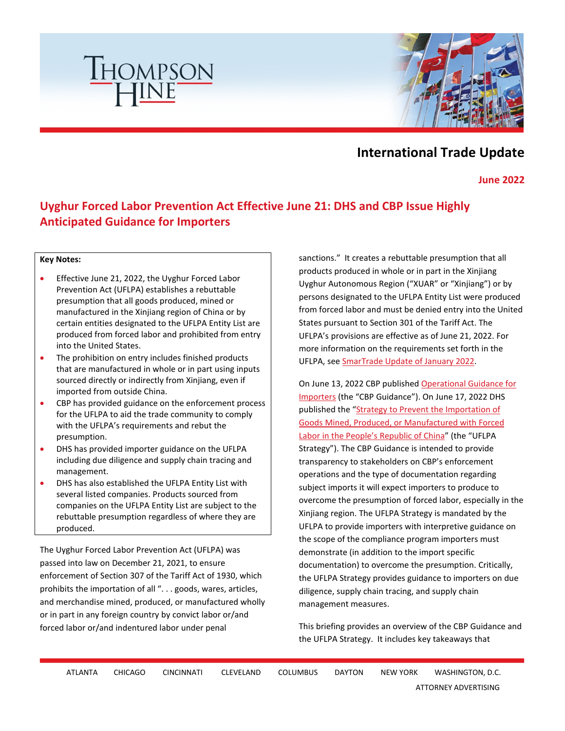THOMPSON HINE

# International Trade Update

**June 2022**

## Uyghur Forced Labor Prevention Act Effective June 21: DHS and CBP Issue Highly Anticipated Guidance for Importers

**Key Notes:**

- Effective June 21, 2022, the Uyghur Forced Labor Prevention Act (UFLPA) establishes a rebuttable presumption that all goods produced, mined or manufactured in the Xinjiang region of China or by certain entities designated to the UFLPA Entity List are produced from forced labor and prohibited from entry into the United States.
- The prohibition on entry includes finished products that are manufactured in whole or in part using inputs sourced directly or indirectly from Xinjiang, even if imported from outside China.
- CBP has provided guidance on the enforcement process for the UFLPA to aid the trade community to comply with the UFLPA's requirements and rebut the presumption.
- DHS has provided importer guidance on the UFLPA including due diligence and supply chain tracing and management.
- DHS has also established the UFLPA Entity List with several listed companies. Products sourced from companies on the UFLPA Entity List are subject to the rebuttable presumption regardless of where they are produced.

The Uyghur Forced Labor Prevention Act (UFLPA) was passed into law on December 21, 2021, to ensure enforcement of Section 307 of the Tariff Act of 1930, which prohibits the importation of all ". . . goods, wares, articles, and merchandise mined, produced, or manufactured wholly or in part in any foreign country by convict labor or/and forced labor or/and indentured labor under penal sanctions." It creates a rebuttable presumption that all products produced in whole or in part in the Xinjiang Uyghur Autonomous Region ("XUAR" or "Xinjiang") or by persons designated to the UFLPA Entity List were produced from forced labor and must be denied entry into the United States pursuant to Section 301 of the Tariff Act. The UFLPA's provisions are effective as of June 21, 2022. For more information on the requirements set forth in the UFLPA, see SmarTrade Update of January 2022.

On June 13, 2022 CBP published Operational Guidance for Importers (the "CBP Guidance"). On June 17, 2022 DHS published the "Strategy to Prevent the Importation of Goods Mined, Produced, or Manufactured with Forced Labor in the People's Republic of China" (the "UFLPA Strategy"). The CBP Guidance is intended to provide transparency to stakeholders on CBP's enforcement operations and the type of documentation regarding subject imports it will expect importers to produce to overcome the presumption of forced labor, especially in the Xinjiang region. The UFLPA Strategy is mandated by the UFLPA to provide importers with interpretive guidance on the scope of the compliance program importers must demonstrate (in addition to the import specific documentation) to overcome the presumption. Critically, the UFLPA Strategy provides guidance to importers on due diligence, supply chain tracing, and supply chain management measures.

This briefing provides an overview of the CBP Guidance and the UFLPA Strategy. It includes key takeaways that

ATLANTA CHICAGO CINCINNATI CLEVELAND COLUMBUS DAYTON NEW YORK WASHINGTON, D.C.

ATTORNEY ADVERTISING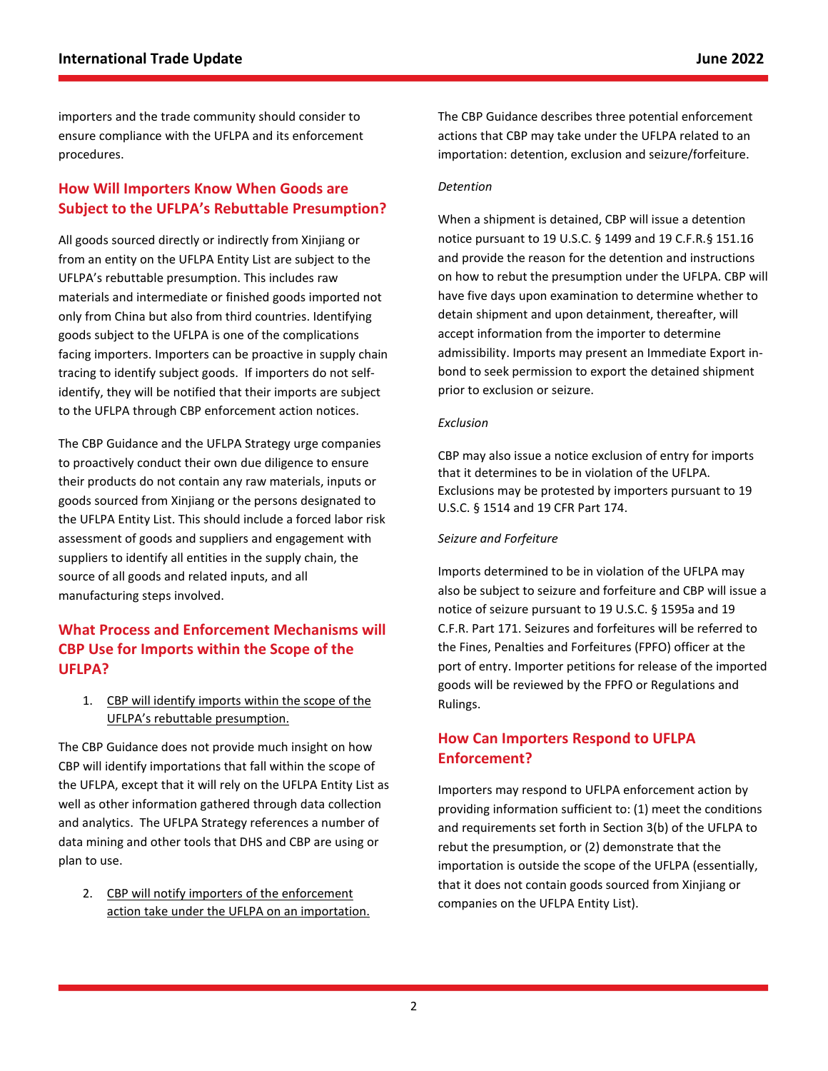importers and the trade community should consider to ensure compliance with the UFLPA and its enforcement procedures.

## How Will Importers Know When Goods are Subject to the UFLPA's Rebuttable Presumption?

All goods sourced directly or indirectly from Xinjiang or from an entity on the UFLPA Entity List are subject to the UFLPA's rebuttable presumption. This includes raw materials and intermediate or finished goods imported not only from China but also from third countries. Identifying goods subject to the UFLPA is one of the complications facing importers. Importers can be proactive in supply chain tracing to identify subject goods. If importers do not self-identify, they will be notified that their imports are subject to the UFLPA through CBP enforcement action notices.

The CBP Guidance and the UFLPA Strategy urge companies to proactively conduct their own due diligence to ensure their products do not contain any raw materials, inputs or goods sourced from Xinjiang or the persons designated to the UFLPA Entity List. This should include a forced labor risk assessment of goods and suppliers and engagement with suppliers to identify all entities in the supply chain, the source of all goods and related inputs, and all manufacturing steps involved.

## What Process and Enforcement Mechanisms will CBP Use for Imports within the Scope of the UFLPA?

1. <u>CBP will identify imports within the scope of the UFLPA's rebuttable presumption.</u>

The CBP Guidance does not provide much insight on how CBP will identify importations that fall within the scope of the UFLPA, except that it will rely on the UFLPA Entity List as well as other information gathered through data collection and analytics. The UFLPA Strategy references a number of data mining and other tools that DHS and CBP are using or plan to use.

2. <u>CBP will notify importers of the enforcement action take under the UFLPA on an importation.</u>

The CBP Guidance describes three potential enforcement actions that CBP may take under the UFLPA related to an importation: detention, exclusion and seizure/forfeiture.

*Detention*

When a shipment is detained, CBP will issue a detention notice pursuant to 19 U.S.C. § 1499 and 19 C.F.R.§ 151.16 and provide the reason for the detention and instructions on how to rebut the presumption under the UFLPA. CBP will have five days upon examination to determine whether to detain shipment and upon detainment, thereafter, will accept information from the importer to determine admissibility. Imports may present an Immediate Export in-bond to seek permission to export the detained shipment prior to exclusion or seizure.

*Exclusion*

CBP may also issue a notice exclusion of entry for imports that it determines to be in violation of the UFLPA. Exclusions may be protested by importers pursuant to 19 U.S.C. § 1514 and 19 CFR Part 174.

*Seizure and Forfeiture*

Imports determined to be in violation of the UFLPA may also be subject to seizure and forfeiture and CBP will issue a notice of seizure pursuant to 19 U.S.C. § 1595a and 19 C.F.R. Part 171. Seizures and forfeitures will be referred to the Fines, Penalties and Forfeitures (FPFO) officer at the port of entry. Importer petitions for release of the imported goods will be reviewed by the FPFO or Regulations and Rulings.

## How Can Importers Respond to UFLPA Enforcement?

Importers may respond to UFLPA enforcement action by providing information sufficient to: (1) meet the conditions and requirements set forth in Section 3(b) of the UFLPA to rebut the presumption, or (2) demonstrate that the importation is outside the scope of the UFLPA (essentially, that it does not contain goods sourced from Xinjiang or companies on the UFLPA Entity List).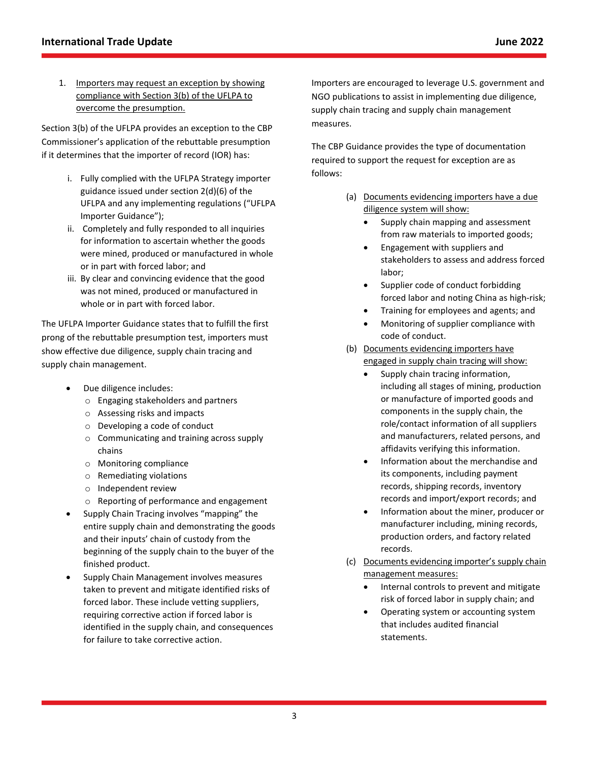1. Importers may request an exception by showing compliance with Section 3(b) of the UFLPA to overcome the presumption.

Section 3(b) of the UFLPA provides an exception to the CBP Commissioner's application of the rebuttable presumption if it determines that the importer of record (IOR) has:

   i. Fully complied with the UFLPA Strategy importer guidance issued under section 2(d)(6) of the UFLPA and any implementing regulations ("UFLPA Importer Guidance");
   ii. Completely and fully responded to all inquiries for information to ascertain whether the goods were mined, produced or manufactured in whole or in part with forced labor; and
   iii. By clear and convincing evidence that the good was not mined, produced or manufactured in whole or in part with forced labor.

The UFLPA Importer Guidance states that to fulfill the first prong of the rebuttable presumption test, importers must show effective due diligence, supply chain tracing and supply chain management.

- Due diligence includes:
  - Engaging stakeholders and partners
  - Assessing risks and impacts
  - Developing a code of conduct
  - Communicating and training across supply chains
  - Monitoring compliance
  - Remediating violations
  - Independent review
  - Reporting of performance and engagement
- Supply Chain Tracing involves "mapping" the entire supply chain and demonstrating the goods and their inputs' chain of custody from the beginning of the supply chain to the buyer of the finished product.
- Supply Chain Management involves measures taken to prevent and mitigate identified risks of forced labor. These include vetting suppliers, requiring corrective action if forced labor is identified in the supply chain, and consequences for failure to take corrective action.

Importers are encouraged to leverage U.S. government and NGO publications to assist in implementing due diligence, supply chain tracing and supply chain management measures.

The CBP Guidance provides the type of documentation required to support the request for exception are as follows:

(a) Documents evidencing importers have a due diligence system will show:
- Supply chain mapping and assessment from raw materials to imported goods;
- Engagement with suppliers and stakeholders to assess and address forced labor;
- Supplier code of conduct forbidding forced labor and noting China as high-risk;
- Training for employees and agents; and
- Monitoring of supplier compliance with code of conduct.

(b) Documents evidencing importers have engaged in supply chain tracing will show:
- Supply chain tracing information, including all stages of mining, production or manufacture of imported goods and components in the supply chain, the role/contact information of all suppliers and manufacturers, related persons, and affidavits verifying this information.
- Information about the merchandise and its components, including payment records, shipping records, inventory records and import/export records; and
- Information about the miner, producer or manufacturer including, mining records, production orders, and factory related records.

(c) Documents evidencing importer's supply chain management measures:
- Internal controls to prevent and mitigate risk of forced labor in supply chain; and
- Operating system or accounting system that includes audited financial statements.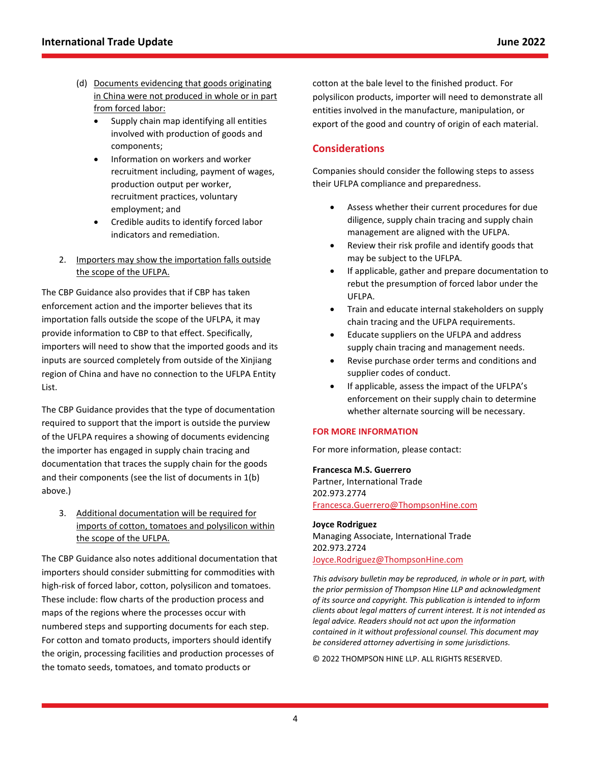(d) Documents evidencing that goods originating in China were not produced in whole or in part from forced labor:

- Supply chain map identifying all entities involved with production of goods and components;
- Information on workers and worker recruitment including, payment of wages, production output per worker, recruitment practices, voluntary employment; and
- Credible audits to identify forced labor indicators and remediation.

2. Importers may show the importation falls outside the scope of the UFLPA.

The CBP Guidance also provides that if CBP has taken enforcement action and the importer believes that its importation falls outside the scope of the UFLPA, it may provide information to CBP to that effect. Specifically, importers will need to show that the imported goods and its inputs are sourced completely from outside of the Xinjiang region of China and have no connection to the UFLPA Entity List.

The CBP Guidance provides that the type of documentation required to support that the import is outside the purview of the UFLPA requires a showing of documents evidencing the importer has engaged in supply chain tracing and documentation that traces the supply chain for the goods and their components (see the list of documents in 1(b) above.)

3. Additional documentation will be required for imports of cotton, tomatoes and polysilicon within the scope of the UFLPA.

The CBP Guidance also notes additional documentation that importers should consider submitting for commodities with high-risk of forced labor, cotton, polysilicon and tomatoes. These include: flow charts of the production process and maps of the regions where the processes occur with numbered steps and supporting documents for each step. For cotton and tomato products, importers should identify the origin, processing facilities and production processes of the tomato seeds, tomatoes, and tomato products or cotton at the bale level to the finished product. For polysilicon products, importer will need to demonstrate all entities involved in the manufacture, manipulation, or export of the good and country of origin of each material.

## Considerations

Companies should consider the following steps to assess their UFLPA compliance and preparedness.

- Assess whether their current procedures for due diligence, supply chain tracing and supply chain management are aligned with the UFLPA.
- Review their risk profile and identify goods that may be subject to the UFLPA.
- If applicable, gather and prepare documentation to rebut the presumption of forced labor under the UFLPA.
- Train and educate internal stakeholders on supply chain tracing and the UFLPA requirements.
- Educate suppliers on the UFLPA and address supply chain tracing and management needs.
- Revise purchase order terms and conditions and supplier codes of conduct.
- If applicable, assess the impact of the UFLPA's enforcement on their supply chain to determine whether alternate sourcing will be necessary.

### FOR MORE INFORMATION

For more information, please contact:

**Francesca M.S. Guerrero**
Partner, International Trade
202.973.2774
Francesca.Guerrero@ThompsonHine.com

**Joyce Rodriguez**
Managing Associate, International Trade
202.973.2724
Joyce.Rodriguez@ThompsonHine.com

*This advisory bulletin may be reproduced, in whole or in part, with the prior permission of Thompson Hine LLP and acknowledgment of its source and copyright. This publication is intended to inform clients about legal matters of current interest. It is not intended as legal advice. Readers should not act upon the information contained in it without professional counsel. This document may be considered attorney advertising in some jurisdictions.*

© 2022 THOMPSON HINE LLP. ALL RIGHTS RESERVED.